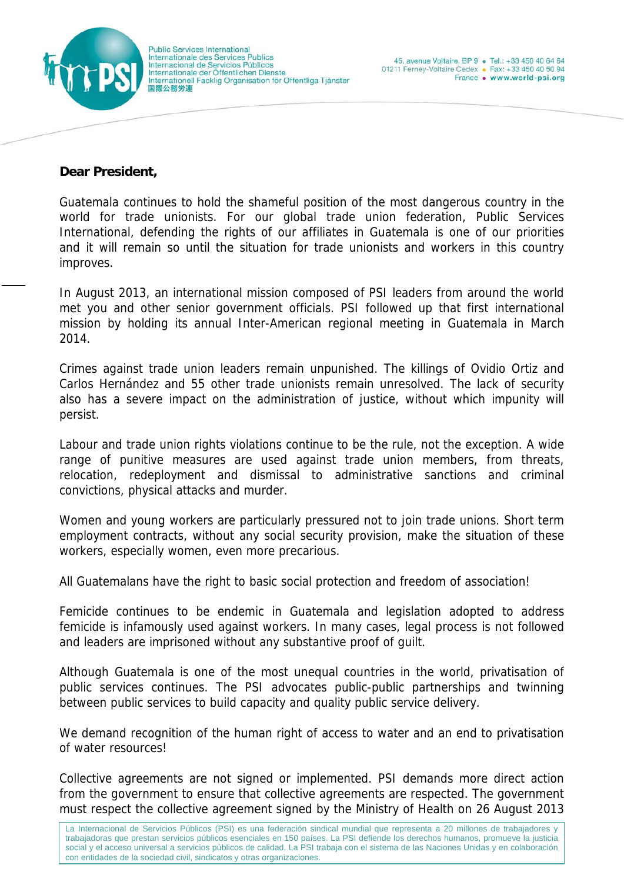Public Services International
Internationale des Services Publics
Internacional de Servicios Públicos
Internationale der Öffentlichen Dienste
Internationell Facklig Organisation för Offentliga Tjänster
国際公務労連

45, avenue Voltaire, BP 9 • Tel.: +33 450 40 64 64
01211 Ferney-Voltaire Cedex • Fax: +33 450 40 50 94
France • www.world-psi.org

**Dear President,**

Guatemala continues to hold the shameful position of the most dangerous country in the world for trade unionists. For our global trade union federation, Public Services International, defending the rights of our affiliates in Guatemala is one of our priorities and it will remain so until the situation for trade unionists and workers in this country improves.

In August 2013, an international mission composed of PSI leaders from around the world met you and other senior government officials. PSI followed up that first international mission by holding its annual Inter-American regional meeting in Guatemala in March 2014.

Crimes against trade union leaders remain unpunished. The killings of Ovidio Ortiz and Carlos Hernández and 55 other trade unionists remain unresolved. The lack of security also has a severe impact on the administration of justice, without which impunity will persist.

Labour and trade union rights violations continue to be the rule, not the exception. A wide range of punitive measures are used against trade union members, from threats, relocation, redeployment and dismissal to administrative sanctions and criminal convictions, physical attacks and murder.

Women and young workers are particularly pressured not to join trade unions. Short term employment contracts, without any social security provision, make the situation of these workers, especially women, even more precarious.

All Guatemalans have the right to basic social protection and freedom of association!

Femicide continues to be endemic in Guatemala and legislation adopted to address femicide is infamously used against workers. In many cases, legal process is not followed and leaders are imprisoned without any substantive proof of guilt.

Although Guatemala is one of the most unequal countries in the world, privatisation of public services continues. The PSI advocates public-public partnerships and twinning between public services to build capacity and quality public service delivery.

We demand recognition of the human right of access to water and an end to privatisation of water resources!

Collective agreements are not signed or implemented. PSI demands more direct action from the government to ensure that collective agreements are respected. The government must respect the collective agreement signed by the Ministry of Health on 26 August 2013

La Internacional de Servicios Públicos (PSI) es una federación sindical mundial que representa a 20 millones de trabajadores y trabajadoras que prestan servicios públicos esenciales en 150 países. La PSI defiende los derechos humanos, promueve la justicia social y el acceso universal a servicios públicos de calidad. La PSI trabaja con el sistema de las Naciones Unidas y en colaboración con entidades de la sociedad civil, sindicatos y otras organizaciones.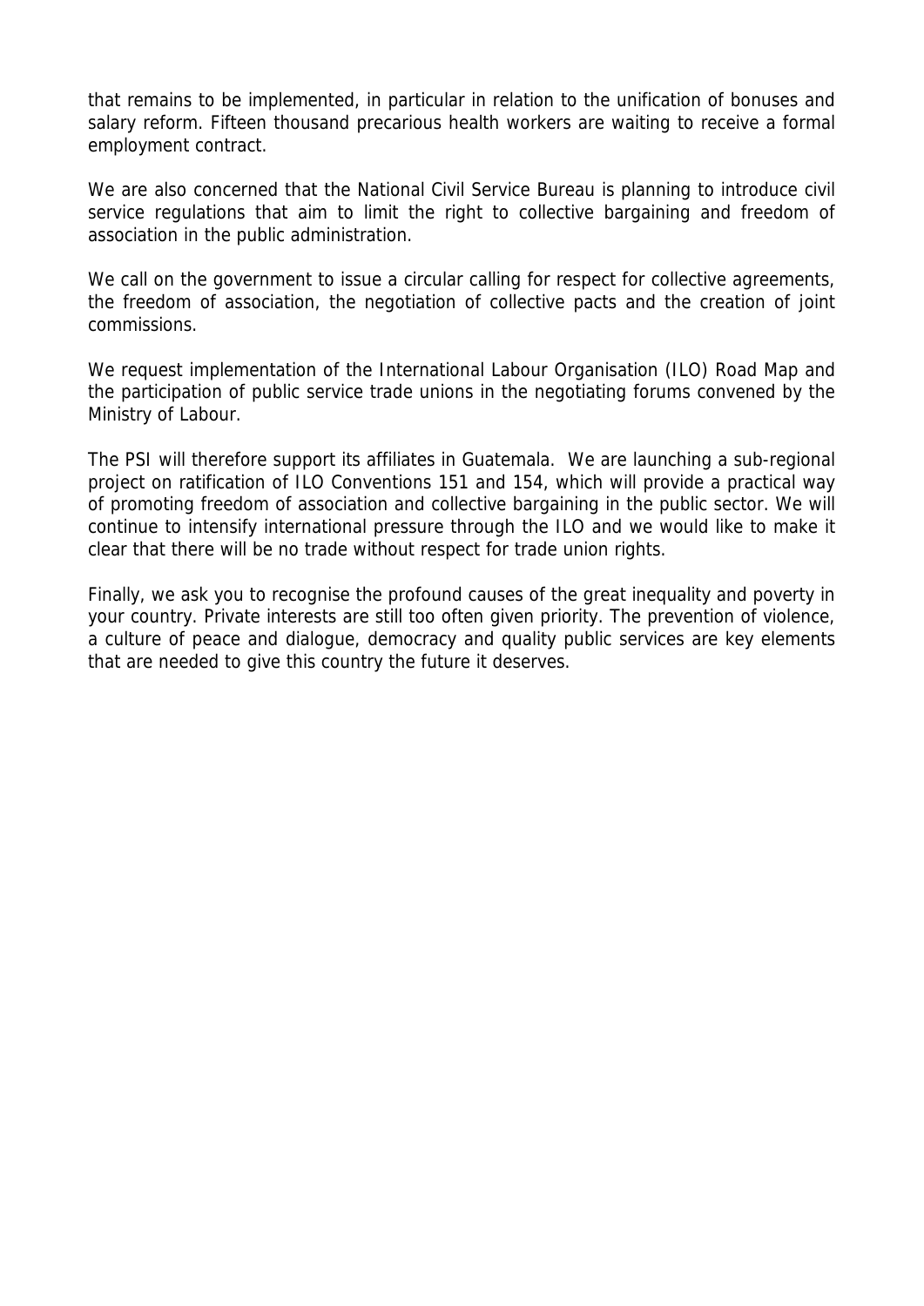that remains to be implemented, in particular in relation to the unification of bonuses and salary reform. Fifteen thousand precarious health workers are waiting to receive a formal employment contract.

We are also concerned that the National Civil Service Bureau is planning to introduce civil service regulations that aim to limit the right to collective bargaining and freedom of association in the public administration.

We call on the government to issue a circular calling for respect for collective agreements, the freedom of association, the negotiation of collective pacts and the creation of joint commissions.

We request implementation of the International Labour Organisation (ILO) Road Map and the participation of public service trade unions in the negotiating forums convened by the Ministry of Labour.

The PSI will therefore support its affiliates in Guatemala. We are launching a sub-regional project on ratification of ILO Conventions 151 and 154, which will provide a practical way of promoting freedom of association and collective bargaining in the public sector. We will continue to intensify international pressure through the ILO and we would like to make it clear that there will be no trade without respect for trade union rights.

Finally, we ask you to recognise the profound causes of the great inequality and poverty in your country. Private interests are still too often given priority. The prevention of violence, a culture of peace and dialogue, democracy and quality public services are key elements that are needed to give this country the future it deserves.